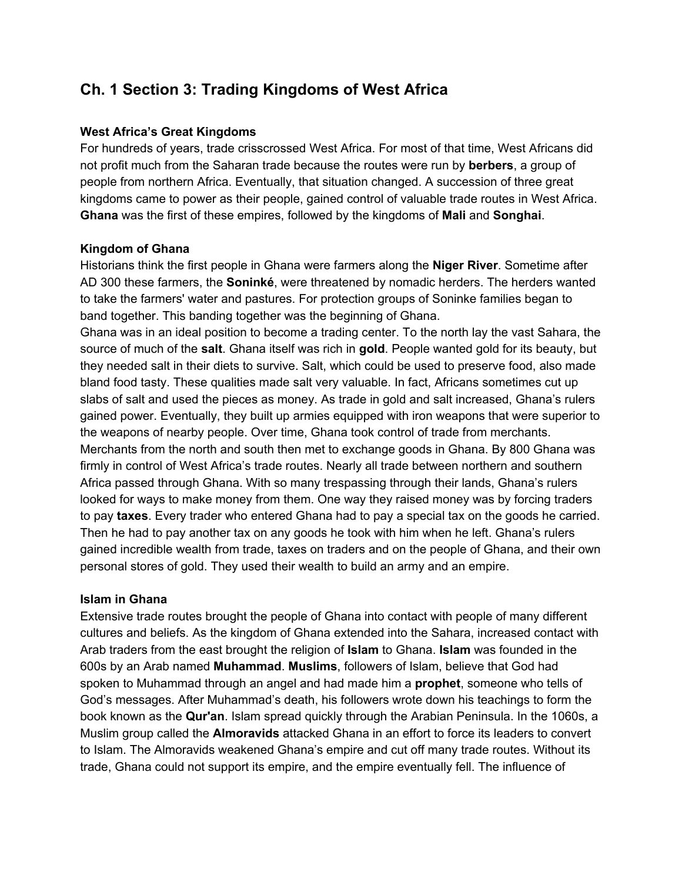## Ch. 1 Section 3: Trading Kingdoms of West Africa

**West Africa's Great Kingdoms**
For hundreds of years, trade crisscrossed West Africa. For most of that time, West Africans did not profit much from the Saharan trade because the routes were run by **berbers**, a group of people from northern Africa. Eventually, that situation changed. A succession of three great kingdoms came to power as their people, gained control of valuable trade routes in West Africa. **Ghana** was the first of these empires, followed by the kingdoms of **Mali** and **Songhai**.

**Kingdom of Ghana**
Historians think the first people in Ghana were farmers along the **Niger River**. Sometime after AD 300 these farmers, the **Soninké**, were threatened by nomadic herders. The herders wanted to take the farmers' water and pastures. For protection groups of Soninke families began to band together. This banding together was the beginning of Ghana.
Ghana was in an ideal position to become a trading center. To the north lay the vast Sahara, the source of much of the **salt**. Ghana itself was rich in **gold**. People wanted gold for its beauty, but they needed salt in their diets to survive. Salt, which could be used to preserve food, also made bland food tasty. These qualities made salt very valuable. In fact, Africans sometimes cut up slabs of salt and used the pieces as money. As trade in gold and salt increased, Ghana's rulers gained power. Eventually, they built up armies equipped with iron weapons that were superior to the weapons of nearby people. Over time, Ghana took control of trade from merchants. Merchants from the north and south then met to exchange goods in Ghana. By 800 Ghana was firmly in control of West Africa's trade routes. Nearly all trade between northern and southern Africa passed through Ghana. With so many trespassing through their lands, Ghana's rulers looked for ways to make money from them. One way they raised money was by forcing traders to pay **taxes**. Every trader who entered Ghana had to pay a special tax on the goods he carried. Then he had to pay another tax on any goods he took with him when he left. Ghana's rulers gained incredible wealth from trade, taxes on traders and on the people of Ghana, and their own personal stores of gold. They used their wealth to build an army and an empire.

**Islam in Ghana**
Extensive trade routes brought the people of Ghana into contact with people of many different cultures and beliefs. As the kingdom of Ghana extended into the Sahara, increased contact with Arab traders from the east brought the religion of **Islam** to Ghana. **Islam** was founded in the 600s by an Arab named **Muhammad**. **Muslims**, followers of Islam, believe that God had spoken to Muhammad through an angel and had made him a **prophet**, someone who tells of God's messages. After Muhammad's death, his followers wrote down his teachings to form the book known as the **Qur'an**. Islam spread quickly through the Arabian Peninsula. In the 1060s, a Muslim group called the **Almoravids** attacked Ghana in an effort to force its leaders to convert to Islam. The Almoravids weakened Ghana's empire and cut off many trade routes. Without its trade, Ghana could not support its empire, and the empire eventually fell. The influence of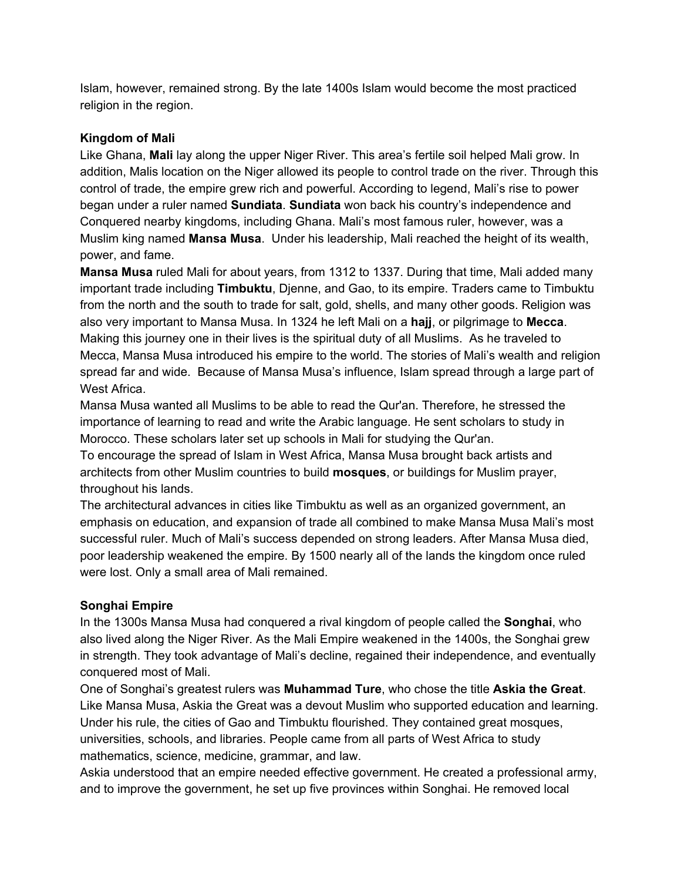Islam, however, remained strong. By the late 1400s Islam would become the most practiced religion in the region.

**Kingdom of Mali**

Like Ghana, **Mali** lay along the upper Niger River. This area's fertile soil helped Mali grow. In addition, Malis location on the Niger allowed its people to control trade on the river. Through this control of trade, the empire grew rich and powerful. According to legend, Mali's rise to power began under a ruler named **Sundiata**. **Sundiata** won back his country's independence and Conquered nearby kingdoms, including Ghana. Mali's most famous ruler, however, was a Muslim king named **Mansa Musa**. Under his leadership, Mali reached the height of its wealth, power, and fame.

**Mansa Musa** ruled Mali for about years, from 1312 to 1337. During that time, Mali added many important trade including **Timbuktu**, Djenne, and Gao, to its empire. Traders came to Timbuktu from the north and the south to trade for salt, gold, shells, and many other goods. Religion was also very important to Mansa Musa. In 1324 he left Mali on a **hajj**, or pilgrimage to **Mecca**. Making this journey one in their lives is the spiritual duty of all Muslims. As he traveled to Mecca, Mansa Musa introduced his empire to the world. The stories of Mali's wealth and religion spread far and wide. Because of Mansa Musa's influence, Islam spread through a large part of West Africa.

Mansa Musa wanted all Muslims to be able to read the Qur'an. Therefore, he stressed the importance of learning to read and write the Arabic language. He sent scholars to study in Morocco. These scholars later set up schools in Mali for studying the Qur'an.

To encourage the spread of Islam in West Africa, Mansa Musa brought back artists and architects from other Muslim countries to build **mosques**, or buildings for Muslim prayer, throughout his lands.

The architectural advances in cities like Timbuktu as well as an organized government, an emphasis on education, and expansion of trade all combined to make Mansa Musa Mali's most successful ruler. Much of Mali's success depended on strong leaders. After Mansa Musa died, poor leadership weakened the empire. By 1500 nearly all of the lands the kingdom once ruled were lost. Only a small area of Mali remained.

**Songhai Empire**

In the 1300s Mansa Musa had conquered a rival kingdom of people called the **Songhai**, who also lived along the Niger River. As the Mali Empire weakened in the 1400s, the Songhai grew in strength. They took advantage of Mali's decline, regained their independence, and eventually conquered most of Mali.

One of Songhai's greatest rulers was **Muhammad Ture**, who chose the title **Askia the Great**. Like Mansa Musa, Askia the Great was a devout Muslim who supported education and learning. Under his rule, the cities of Gao and Timbuktu flourished. They contained great mosques, universities, schools, and libraries. People came from all parts of West Africa to study mathematics, science, medicine, grammar, and law.

Askia understood that an empire needed effective government. He created a professional army, and to improve the government, he set up five provinces within Songhai. He removed local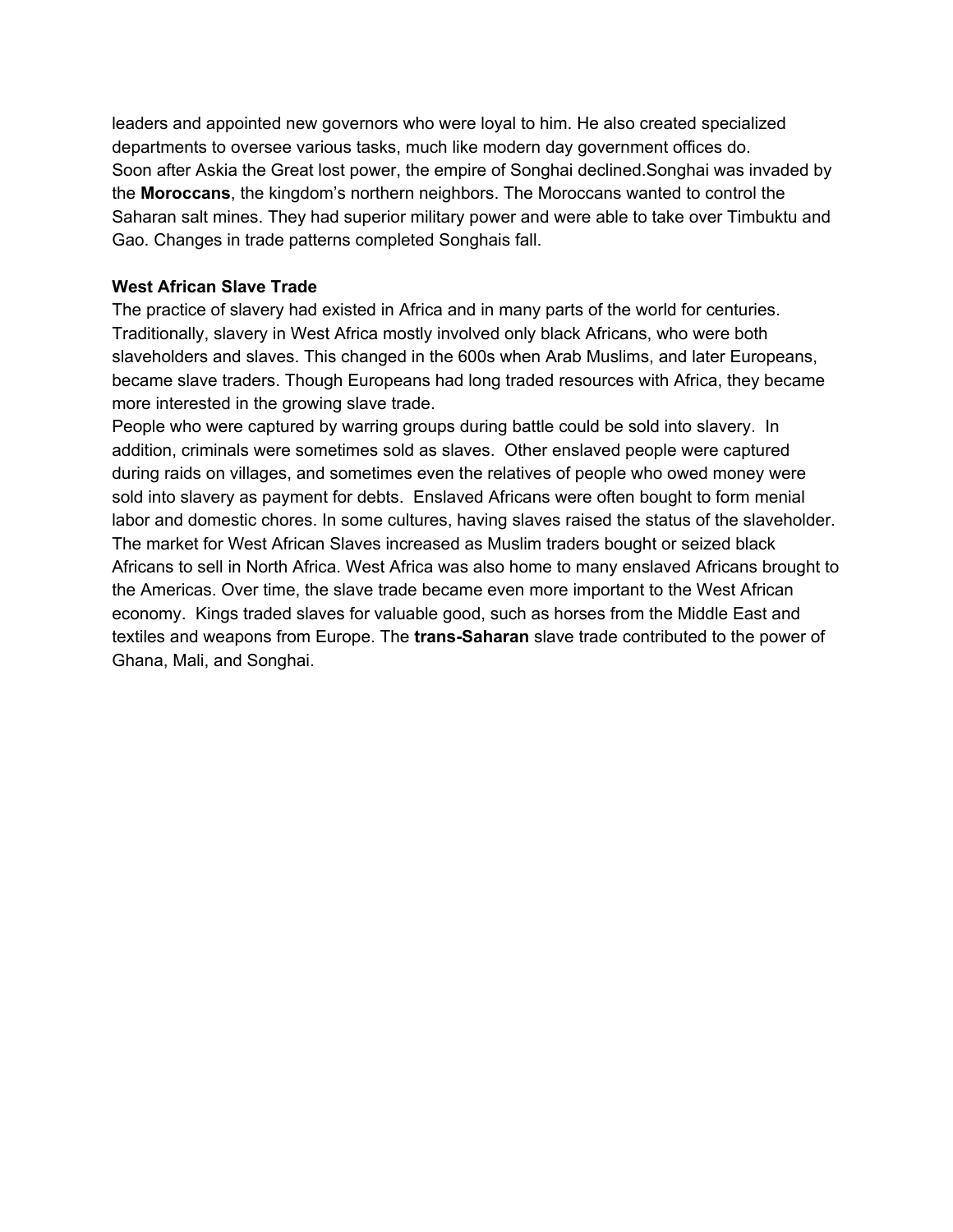leaders and appointed new governors who were loyal to him. He also created specialized departments to oversee various tasks, much like modern day government offices do.
Soon after Askia the Great lost power, the empire of Songhai declined.Songhai was invaded by the **Moroccans**, the kingdom's northern neighbors. The Moroccans wanted to control the Saharan salt mines. They had superior military power and were able to take over Timbuktu and Gao. Changes in trade patterns completed Songhais fall.

**West African Slave Trade**

The practice of slavery had existed in Africa and in many parts of the world for centuries. Traditionally, slavery in West Africa mostly involved only black Africans, who were both slaveholders and slaves. This changed in the 600s when Arab Muslims, and later Europeans, became slave traders. Though Europeans had long traded resources with Africa, they became more interested in the growing slave trade.
People who were captured by warring groups during battle could be sold into slavery. In addition, criminals were sometimes sold as slaves. Other enslaved people were captured during raids on villages, and sometimes even the relatives of people who owed money were sold into slavery as payment for debts. Enslaved Africans were often bought to form menial labor and domestic chores. In some cultures, having slaves raised the status of the slaveholder.
The market for West African Slaves increased as Muslim traders bought or seized black Africans to sell in North Africa. West Africa was also home to many enslaved Africans brought to the Americas. Over time, the slave trade became even more important to the West African economy. Kings traded slaves for valuable good, such as horses from the Middle East and textiles and weapons from Europe. The **trans-Saharan** slave trade contributed to the power of Ghana, Mali, and Songhai.